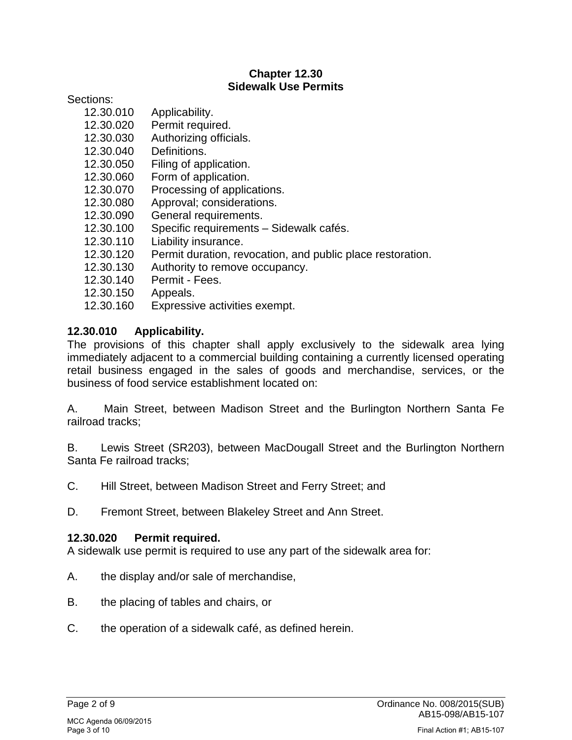# Chapter 12.30
# Sidewalk Use Permits

Sections:

- 12.30.010 Applicability.
- 12.30.020 Permit required.
- 12.30.030 Authorizing officials.
- 12.30.040 Definitions.
- 12.30.050 Filing of application.
- 12.30.060 Form of application.
- 12.30.070 Processing of applications.
- 12.30.080 Approval; considerations.
- 12.30.090 General requirements.
- 12.30.100 Specific requirements – Sidewalk cafés.
- 12.30.110 Liability insurance.
- 12.30.120 Permit duration, revocation, and public place restoration.
- 12.30.130 Authority to remove occupancy.
- 12.30.140 Permit - Fees.
- 12.30.150 Appeals.
- 12.30.160 Expressive activities exempt.

**12.30.010 Applicability.**

The provisions of this chapter shall apply exclusively to the sidewalk area lying immediately adjacent to a commercial building containing a currently licensed operating retail business engaged in the sales of goods and merchandise, services, or the business of food service establishment located on:

A. Main Street, between Madison Street and the Burlington Northern Santa Fe railroad tracks;

B. Lewis Street (SR203), between MacDougall Street and the Burlington Northern Santa Fe railroad tracks;

C. Hill Street, between Madison Street and Ferry Street; and

D. Fremont Street, between Blakeley Street and Ann Street.

**12.30.020 Permit required.**

A sidewalk use permit is required to use any part of the sidewalk area for:

A. the display and/or sale of merchandise,

B. the placing of tables and chairs, or

C. the operation of a sidewalk café, as defined herein.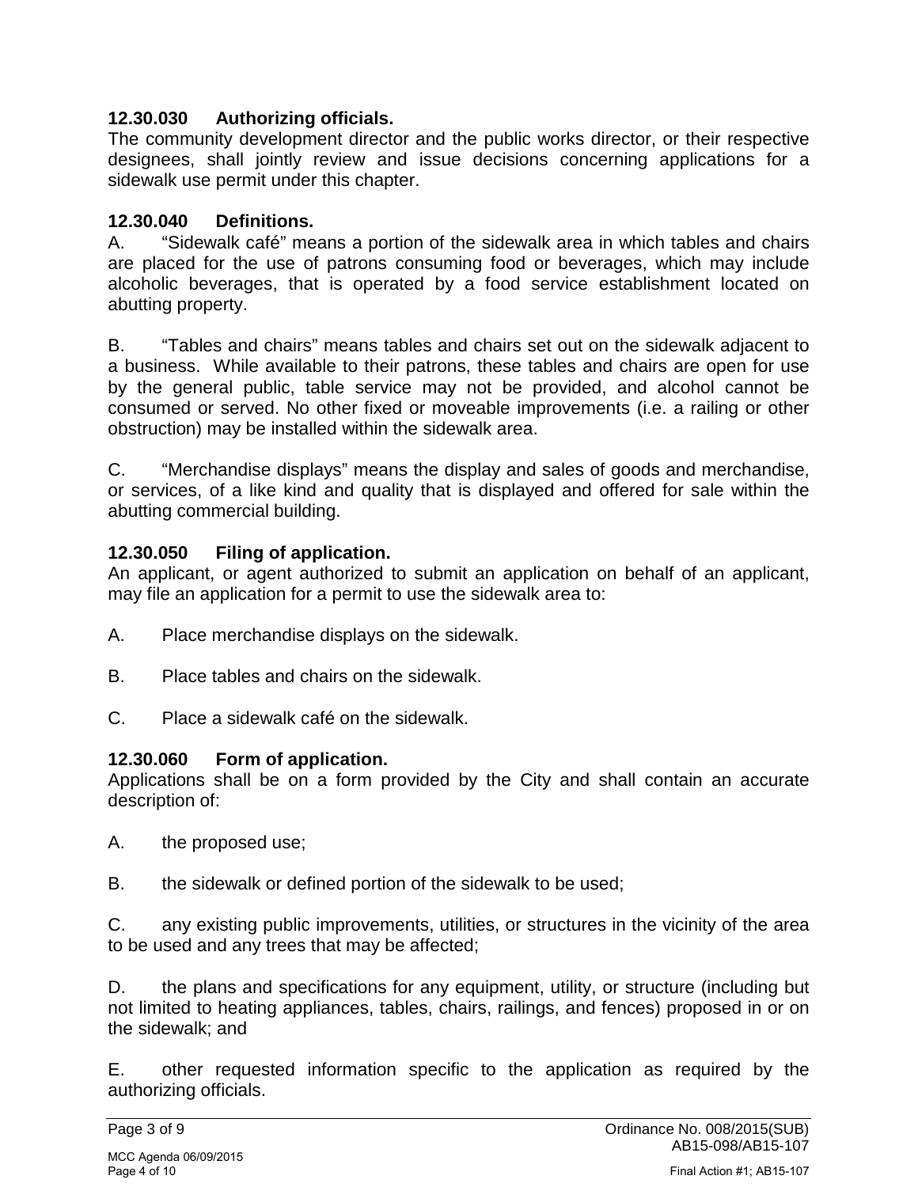**12.30.030 Authorizing officials.**

The community development director and the public works director, or their respective designees, shall jointly review and issue decisions concerning applications for a sidewalk use permit under this chapter.

**12.30.040 Definitions.**

A. "Sidewalk café" means a portion of the sidewalk area in which tables and chairs are placed for the use of patrons consuming food or beverages, which may include alcoholic beverages, that is operated by a food service establishment located on abutting property.

B. "Tables and chairs" means tables and chairs set out on the sidewalk adjacent to a business. While available to their patrons, these tables and chairs are open for use by the general public, table service may not be provided, and alcohol cannot be consumed or served. No other fixed or moveable improvements (i.e. a railing or other obstruction) may be installed within the sidewalk area.

C. "Merchandise displays" means the display and sales of goods and merchandise, or services, of a like kind and quality that is displayed and offered for sale within the abutting commercial building.

**12.30.050 Filing of application.**

An applicant, or agent authorized to submit an application on behalf of an applicant, may file an application for a permit to use the sidewalk area to:

A. Place merchandise displays on the sidewalk.

B. Place tables and chairs on the sidewalk.

C. Place a sidewalk café on the sidewalk.

**12.30.060 Form of application.**

Applications shall be on a form provided by the City and shall contain an accurate description of:

A. the proposed use;

B. the sidewalk or defined portion of the sidewalk to be used;

C. any existing public improvements, utilities, or structures in the vicinity of the area to be used and any trees that may be affected;

D. the plans and specifications for any equipment, utility, or structure (including but not limited to heating appliances, tables, chairs, railings, and fences) proposed in or on the sidewalk; and

E. other requested information specific to the application as required by the authorizing officials.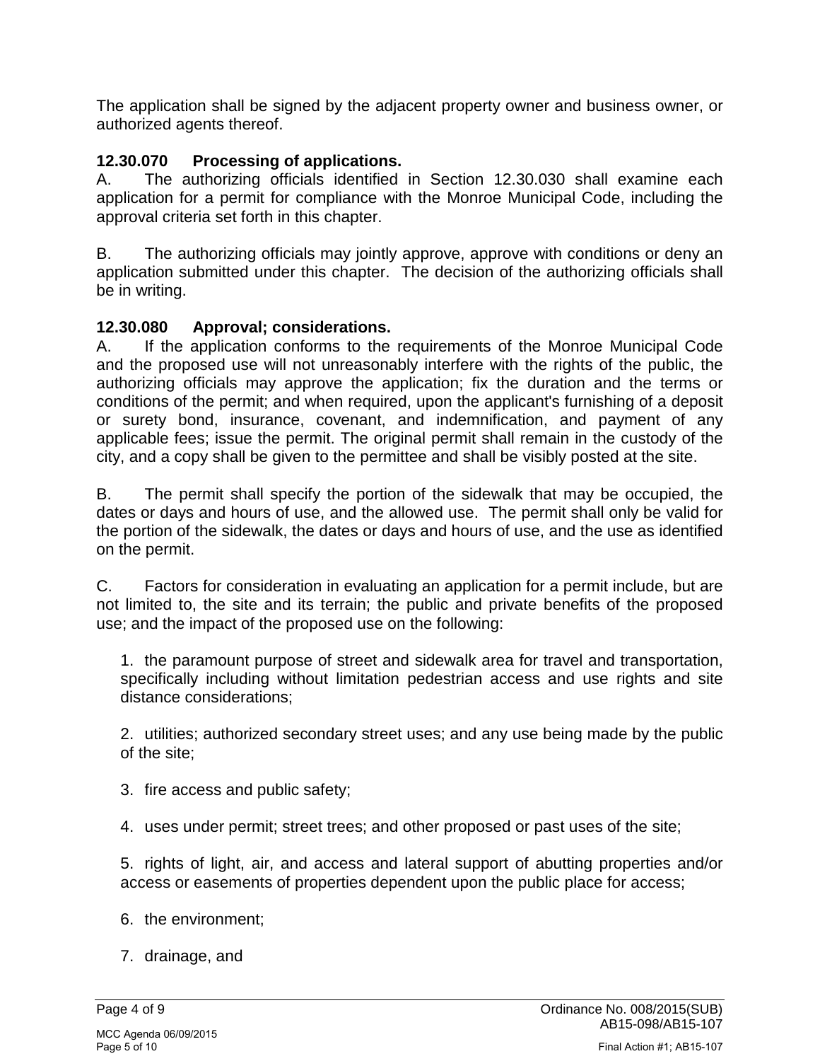The application shall be signed by the adjacent property owner and business owner, or authorized agents thereof.

### 12.30.070 Processing of applications.

A. The authorizing officials identified in Section 12.30.030 shall examine each application for a permit for compliance with the Monroe Municipal Code, including the approval criteria set forth in this chapter.

B. The authorizing officials may jointly approve, approve with conditions or deny an application submitted under this chapter. The decision of the authorizing officials shall be in writing.

### 12.30.080 Approval; considerations.

A. If the application conforms to the requirements of the Monroe Municipal Code and the proposed use will not unreasonably interfere with the rights of the public, the authorizing officials may approve the application; fix the duration and the terms or conditions of the permit; and when required, upon the applicant's furnishing of a deposit or surety bond, insurance, covenant, and indemnification, and payment of any applicable fees; issue the permit. The original permit shall remain in the custody of the city, and a copy shall be given to the permittee and shall be visibly posted at the site.

B. The permit shall specify the portion of the sidewalk that may be occupied, the dates or days and hours of use, and the allowed use. The permit shall only be valid for the portion of the sidewalk, the dates or days and hours of use, and the use as identified on the permit.

C. Factors for consideration in evaluating an application for a permit include, but are not limited to, the site and its terrain; the public and private benefits of the proposed use; and the impact of the proposed use on the following:

1. the paramount purpose of street and sidewalk area for travel and transportation, specifically including without limitation pedestrian access and use rights and site distance considerations;

2. utilities; authorized secondary street uses; and any use being made by the public of the site;

3. fire access and public safety;

4. uses under permit; street trees; and other proposed or past uses of the site;

5. rights of light, air, and access and lateral support of abutting properties and/or access or easements of properties dependent upon the public place for access;

6. the environment;

7. drainage, and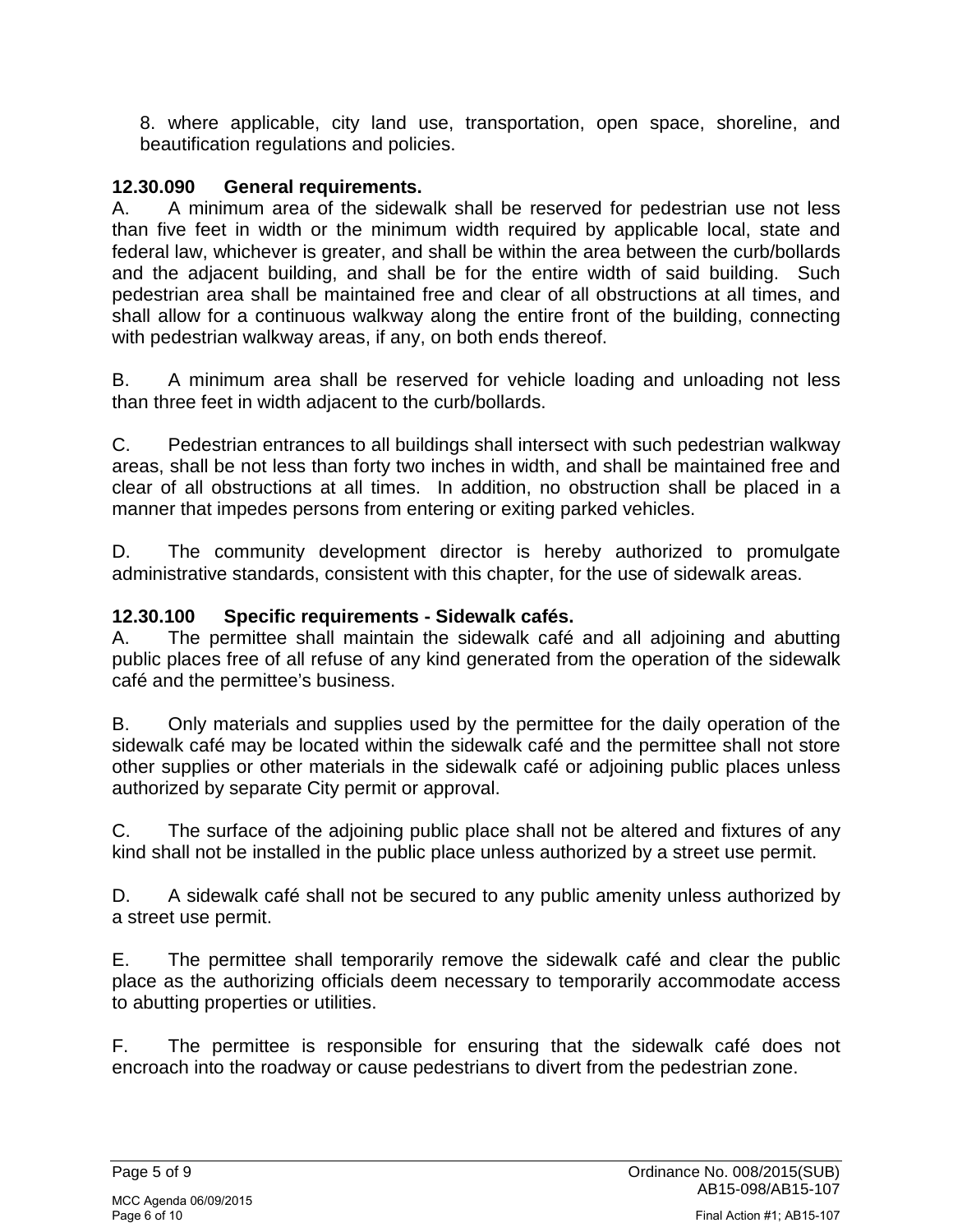8. where applicable, city land use, transportation, open space, shoreline, and beautification regulations and policies.

**12.30.090 General requirements.**

A. A minimum area of the sidewalk shall be reserved for pedestrian use not less than five feet in width or the minimum width required by applicable local, state and federal law, whichever is greater, and shall be within the area between the curb/bollards and the adjacent building, and shall be for the entire width of said building. Such pedestrian area shall be maintained free and clear of all obstructions at all times, and shall allow for a continuous walkway along the entire front of the building, connecting with pedestrian walkway areas, if any, on both ends thereof.

B. A minimum area shall be reserved for vehicle loading and unloading not less than three feet in width adjacent to the curb/bollards.

C. Pedestrian entrances to all buildings shall intersect with such pedestrian walkway areas, shall be not less than forty two inches in width, and shall be maintained free and clear of all obstructions at all times. In addition, no obstruction shall be placed in a manner that impedes persons from entering or exiting parked vehicles.

D. The community development director is hereby authorized to promulgate administrative standards, consistent with this chapter, for the use of sidewalk areas.

**12.30.100 Specific requirements - Sidewalk cafés.**

A. The permittee shall maintain the sidewalk café and all adjoining and abutting public places free of all refuse of any kind generated from the operation of the sidewalk café and the permittee's business.

B. Only materials and supplies used by the permittee for the daily operation of the sidewalk café may be located within the sidewalk café and the permittee shall not store other supplies or other materials in the sidewalk café or adjoining public places unless authorized by separate City permit or approval.

C. The surface of the adjoining public place shall not be altered and fixtures of any kind shall not be installed in the public place unless authorized by a street use permit.

D. A sidewalk café shall not be secured to any public amenity unless authorized by a street use permit.

E. The permittee shall temporarily remove the sidewalk café and clear the public place as the authorizing officials deem necessary to temporarily accommodate access to abutting properties or utilities.

F. The permittee is responsible for ensuring that the sidewalk café does not encroach into the roadway or cause pedestrians to divert from the pedestrian zone.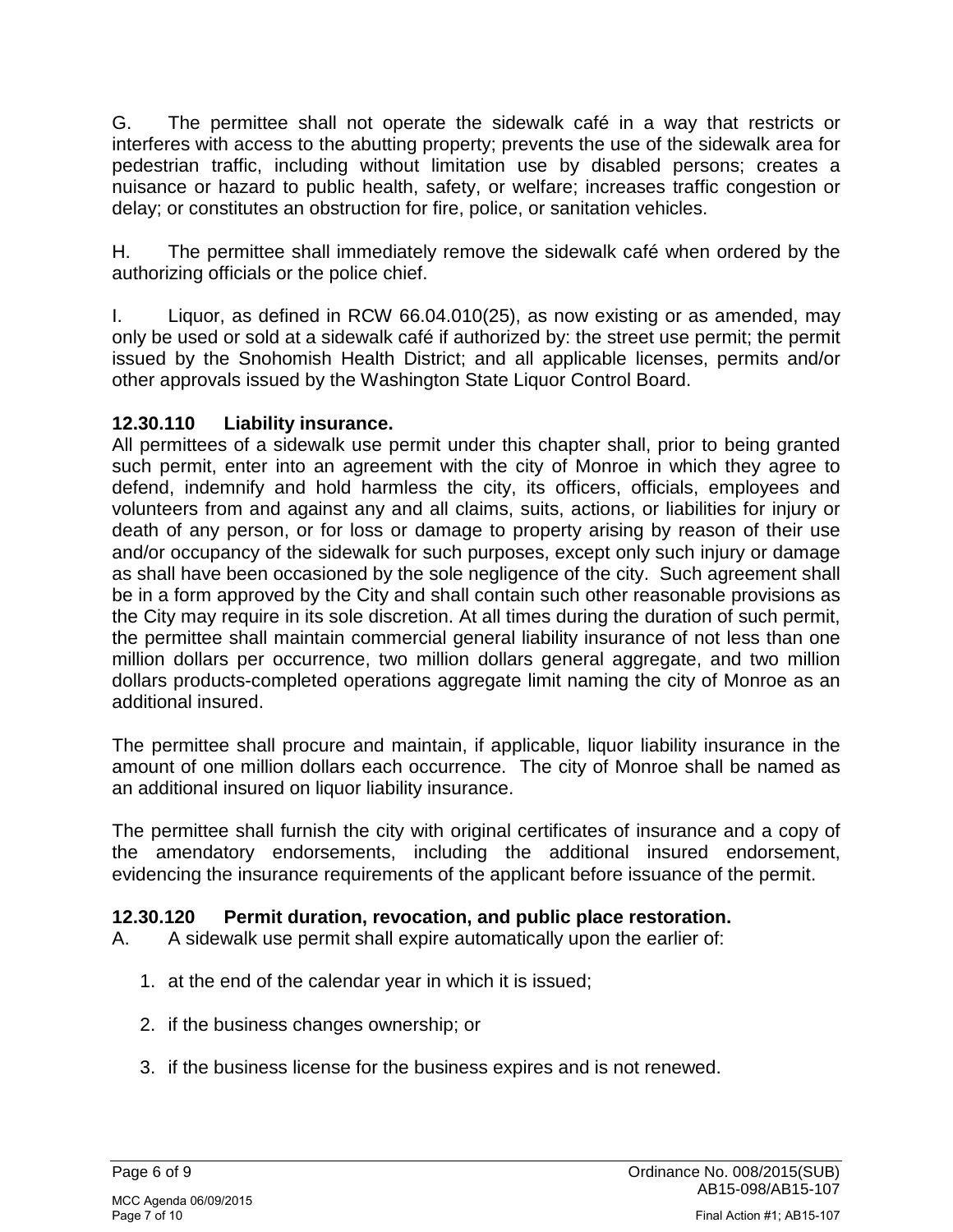G. The permittee shall not operate the sidewalk café in a way that restricts or interferes with access to the abutting property; prevents the use of the sidewalk area for pedestrian traffic, including without limitation use by disabled persons; creates a nuisance or hazard to public health, safety, or welfare; increases traffic congestion or delay; or constitutes an obstruction for fire, police, or sanitation vehicles.

H. The permittee shall immediately remove the sidewalk café when ordered by the authorizing officials or the police chief.

I. Liquor, as defined in RCW 66.04.010(25), as now existing or as amended, may only be used or sold at a sidewalk café if authorized by: the street use permit; the permit issued by the Snohomish Health District; and all applicable licenses, permits and/or other approvals issued by the Washington State Liquor Control Board.

**12.30.110 Liability insurance.**

All permittees of a sidewalk use permit under this chapter shall, prior to being granted such permit, enter into an agreement with the city of Monroe in which they agree to defend, indemnify and hold harmless the city, its officers, officials, employees and volunteers from and against any and all claims, suits, actions, or liabilities for injury or death of any person, or for loss or damage to property arising by reason of their use and/or occupancy of the sidewalk for such purposes, except only such injury or damage as shall have been occasioned by the sole negligence of the city. Such agreement shall be in a form approved by the City and shall contain such other reasonable provisions as the City may require in its sole discretion. At all times during the duration of such permit, the permittee shall maintain commercial general liability insurance of not less than one million dollars per occurrence, two million dollars general aggregate, and two million dollars products-completed operations aggregate limit naming the city of Monroe as an additional insured.

The permittee shall procure and maintain, if applicable, liquor liability insurance in the amount of one million dollars each occurrence. The city of Monroe shall be named as an additional insured on liquor liability insurance.

The permittee shall furnish the city with original certificates of insurance and a copy of the amendatory endorsements, including the additional insured endorsement, evidencing the insurance requirements of the applicant before issuance of the permit.

**12.30.120 Permit duration, revocation, and public place restoration.**

A. A sidewalk use permit shall expire automatically upon the earlier of:

1. at the end of the calendar year in which it is issued;
2. if the business changes ownership; or
3. if the business license for the business expires and is not renewed.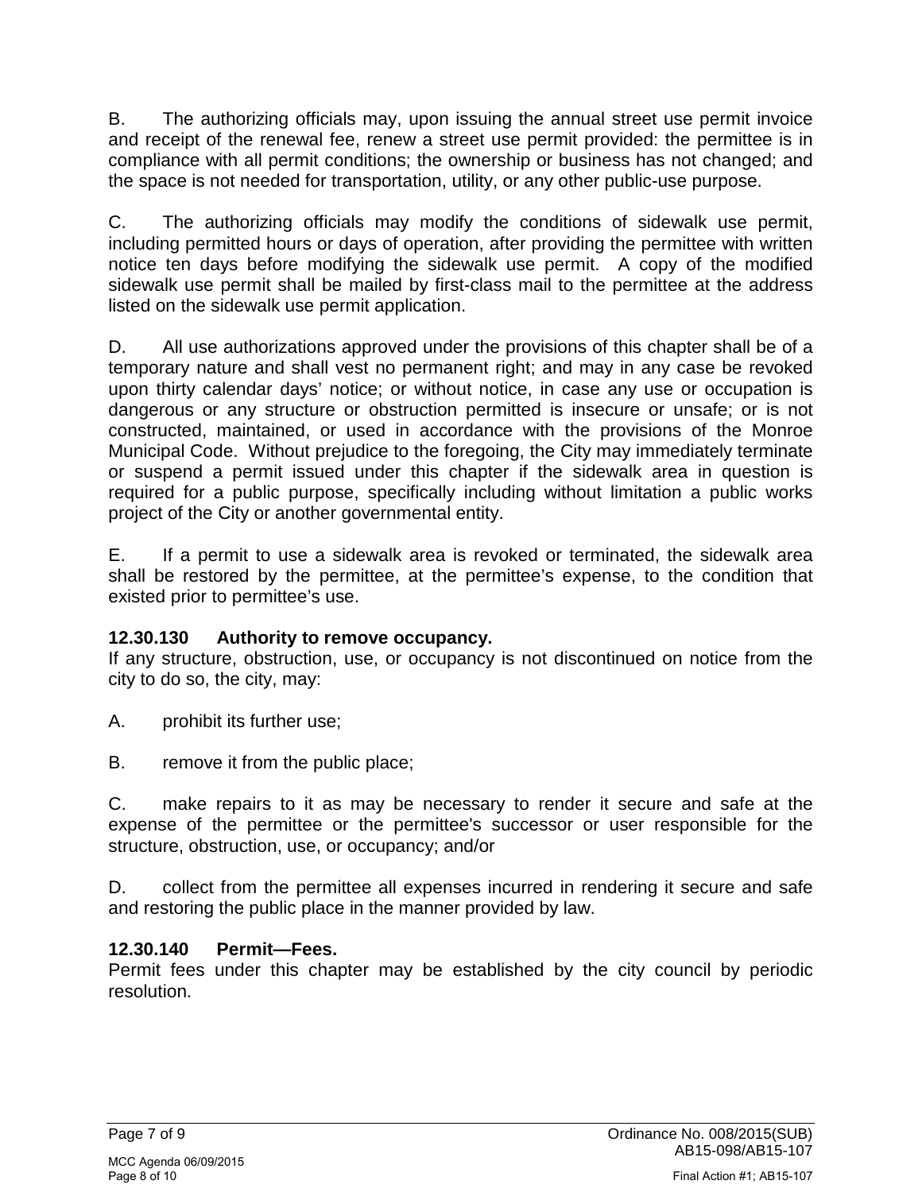B. The authorizing officials may, upon issuing the annual street use permit invoice and receipt of the renewal fee, renew a street use permit provided: the permittee is in compliance with all permit conditions; the ownership or business has not changed; and the space is not needed for transportation, utility, or any other public-use purpose.

C. The authorizing officials may modify the conditions of sidewalk use permit, including permitted hours or days of operation, after providing the permittee with written notice ten days before modifying the sidewalk use permit. A copy of the modified sidewalk use permit shall be mailed by first-class mail to the permittee at the address listed on the sidewalk use permit application.

D. All use authorizations approved under the provisions of this chapter shall be of a temporary nature and shall vest no permanent right; and may in any case be revoked upon thirty calendar days' notice; or without notice, in case any use or occupation is dangerous or any structure or obstruction permitted is insecure or unsafe; or is not constructed, maintained, or used in accordance with the provisions of the Monroe Municipal Code. Without prejudice to the foregoing, the City may immediately terminate or suspend a permit issued under this chapter if the sidewalk area in question is required for a public purpose, specifically including without limitation a public works project of the City or another governmental entity.

E. If a permit to use a sidewalk area is revoked or terminated, the sidewalk area shall be restored by the permittee, at the permittee's expense, to the condition that existed prior to permittee's use.

**12.30.130 Authority to remove occupancy.**

If any structure, obstruction, use, or occupancy is not discontinued on notice from the city to do so, the city, may:

A. prohibit its further use;

B. remove it from the public place;

C. make repairs to it as may be necessary to render it secure and safe at the expense of the permittee or the permittee's successor or user responsible for the structure, obstruction, use, or occupancy; and/or

D. collect from the permittee all expenses incurred in rendering it secure and safe and restoring the public place in the manner provided by law.

**12.30.140 Permit—Fees.**

Permit fees under this chapter may be established by the city council by periodic resolution.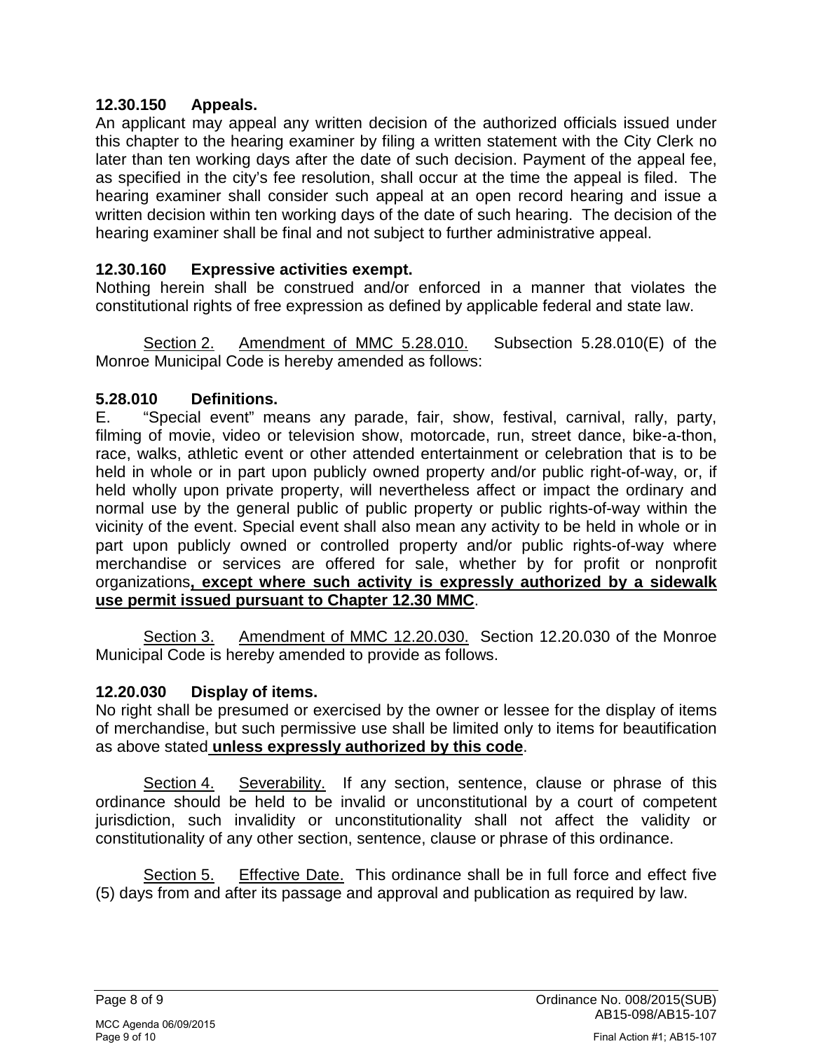**12.30.150 Appeals.**
An applicant may appeal any written decision of the authorized officials issued under this chapter to the hearing examiner by filing a written statement with the City Clerk no later than ten working days after the date of such decision. Payment of the appeal fee, as specified in the city's fee resolution, shall occur at the time the appeal is filed. The hearing examiner shall consider such appeal at an open record hearing and issue a written decision within ten working days of the date of such hearing. The decision of the hearing examiner shall be final and not subject to further administrative appeal.

**12.30.160 Expressive activities exempt.**
Nothing herein shall be construed and/or enforced in a manner that violates the constitutional rights of free expression as defined by applicable federal and state law.

<u>Section 2.</u> <u>Amendment of MMC 5.28.010.</u> Subsection 5.28.010(E) of the Monroe Municipal Code is hereby amended as follows:

**5.28.010 Definitions.**
E. "Special event" means any parade, fair, show, festival, carnival, rally, party, filming of movie, video or television show, motorcade, run, street dance, bike-a-thon, race, walks, athletic event or other attended entertainment or celebration that is to be held in whole or in part upon publicly owned property and/or public right-of-way, or, if held wholly upon private property, will nevertheless affect or impact the ordinary and normal use by the general public of public property or public rights-of-way within the vicinity of the event. Special event shall also mean any activity to be held in whole or in part upon publicly owned or controlled property and/or public rights-of-way where merchandise or services are offered for sale, whether by for profit or nonprofit organizations<u>**, except where such activity is expressly authorized by a sidewalk use permit issued pursuant to Chapter 12.30 MMC**</u>.

<u>Section 3.</u> <u>Amendment of MMC 12.20.030.</u> Section 12.20.030 of the Monroe Municipal Code is hereby amended to provide as follows.

**12.20.030 Display of items.**
No right shall be presumed or exercised by the owner or lessee for the display of items of merchandise, but such permissive use shall be limited only to items for beautification as above stated<u>**unless expressly authorized by this code**</u>.

<u>Section 4.</u> <u>Severability.</u> If any section, sentence, clause or phrase of this ordinance should be held to be invalid or unconstitutional by a court of competent jurisdiction, such invalidity or unconstitutionality shall not affect the validity or constitutionality of any other section, sentence, clause or phrase of this ordinance.

<u>Section 5.</u> <u>Effective Date.</u> This ordinance shall be in full force and effect five (5) days from and after its passage and approval and publication as required by law.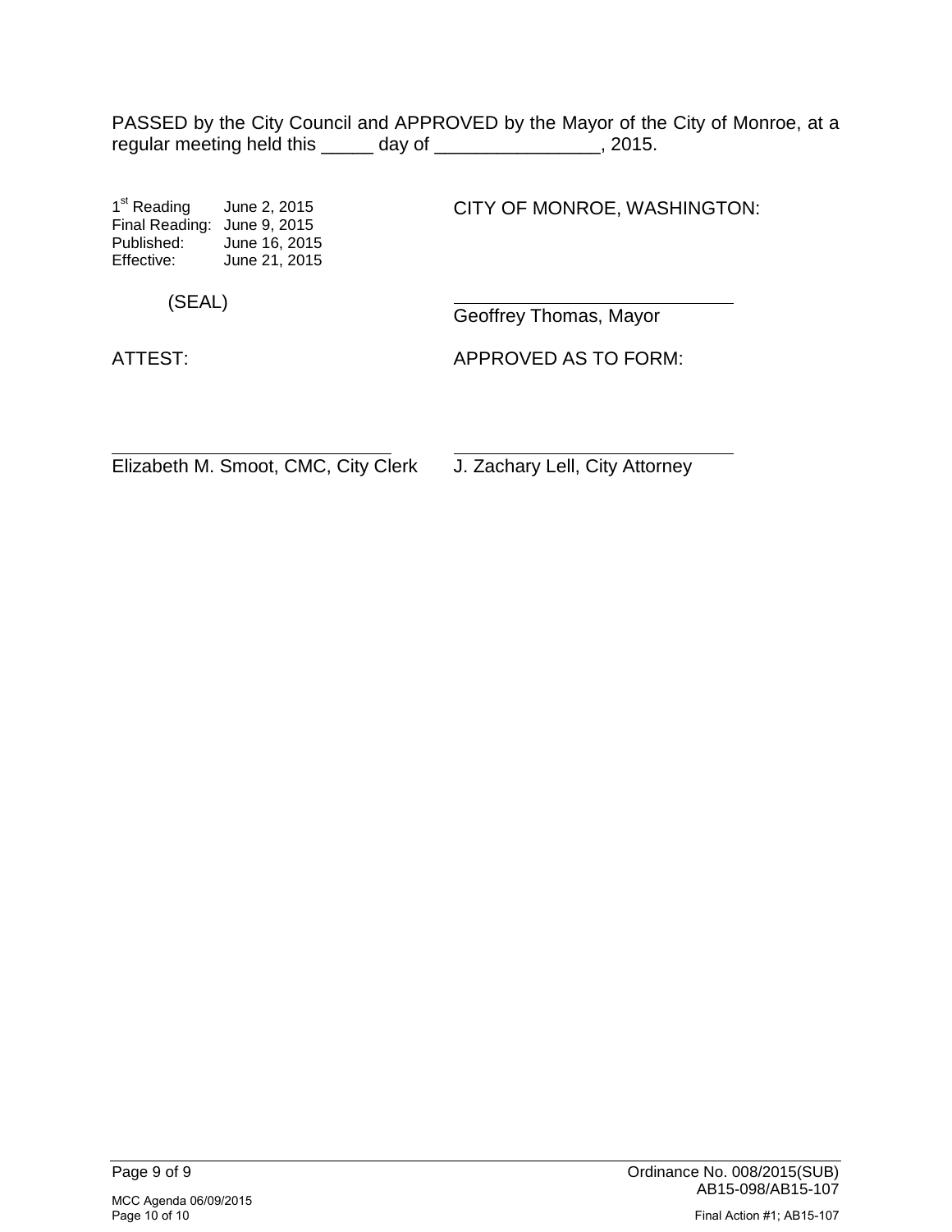PASSED by the City Council and APPROVED by the Mayor of the City of Monroe, at a regular meeting held this _____ day of ________________, 2015.

| | |
|---|---|
| 1st Reading | June 2, 2015 |
| Final Reading: | June 9, 2015 |
| Published: | June 16, 2015 |
| Effective: | June 21, 2015 |

CITY OF MONROE, WASHINGTON:

(SEAL)

_____________________________
Geoffrey Thomas, Mayor

ATTEST:

_____________________________
Elizabeth M. Smoot, CMC, City Clerk

APPROVED AS TO FORM:

_____________________________
J. Zachary Lell, City Attorney